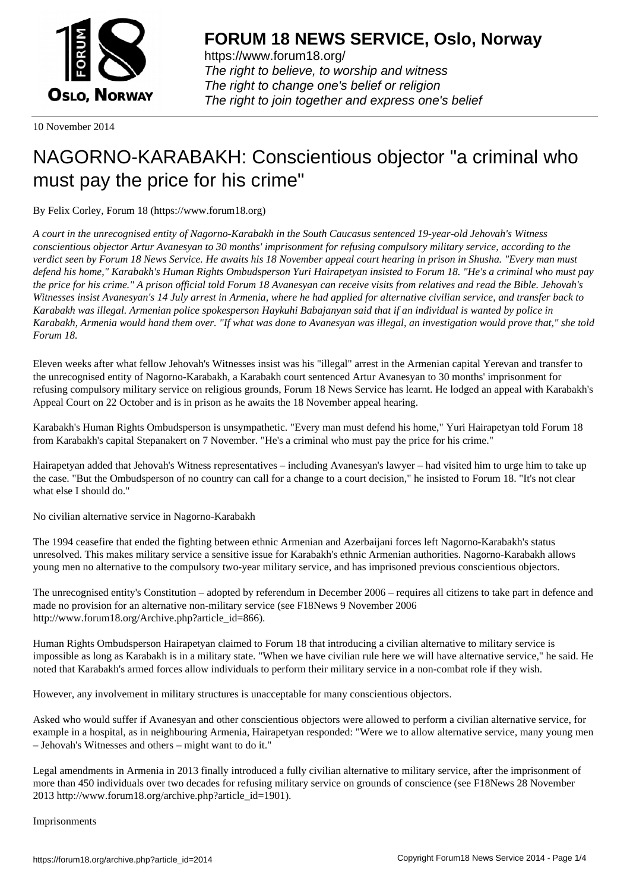# FORUM 18 NEWS SERVICE, Oslo, Norway

https://www.forum18.org/
*The right to believe, to worship and witness*
*The right to change one's belief or religion*
*The right to join together and express one's belief*

10 November 2014

# NAGORNO-KARABAKH: Conscientious objector "a criminal who must pay the price for his crime"

By Felix Corley, Forum 18 (https://www.forum18.org)

*A court in the unrecognised entity of Nagorno-Karabakh in the South Caucasus sentenced 19-year-old Jehovah's Witness conscientious objector Artur Avanesyan to 30 months' imprisonment for refusing compulsory military service, according to the verdict seen by Forum 18 News Service. He awaits his 18 November appeal court hearing in prison in Shusha. "Every man must defend his home," Karabakh's Human Rights Ombudsperson Yuri Hairapetyan insisted to Forum 18. "He's a criminal who must pay the price for his crime." A prison official told Forum 18 Avanesyan can receive visits from relatives and read the Bible. Jehovah's Witnesses insist Avanesyan's 14 July arrest in Armenia, where he had applied for alternative civilian service, and transfer back to Karabakh was illegal. Armenian police spokesperson Haykuhi Babajanyan said that if an individual is wanted by police in Karabakh, Armenia would hand them over. "If what was done to Avanesyan was illegal, an investigation would prove that," she told Forum 18.*

Eleven weeks after what fellow Jehovah's Witnesses insist was his "illegal" arrest in the Armenian capital Yerevan and transfer to the unrecognised entity of Nagorno-Karabakh, a Karabakh court sentenced Artur Avanesyan to 30 months' imprisonment for refusing compulsory military service on religious grounds, Forum 18 News Service has learnt. He lodged an appeal with Karabakh's Appeal Court on 22 October and is in prison as he awaits the 18 November appeal hearing.

Karabakh's Human Rights Ombudsperson is unsympathetic. "Every man must defend his home," Yuri Hairapetyan told Forum 18 from Karabakh's capital Stepanakert on 7 November. "He's a criminal who must pay the price for his crime."

Hairapetyan added that Jehovah's Witness representatives – including Avanesyan's lawyer – had visited him to urge him to take up the case. "But the Ombudsperson of no country can call for a change to a court decision," he insisted to Forum 18. "It's not clear what else I should do."

## No civilian alternative service in Nagorno-Karabakh

The 1994 ceasefire that ended the fighting between ethnic Armenian and Azerbaijani forces left Nagorno-Karabakh's status unresolved. This makes military service a sensitive issue for Karabakh's ethnic Armenian authorities. Nagorno-Karabakh allows young men no alternative to the compulsory two-year military service, and has imprisoned previous conscientious objectors.

The unrecognised entity's Constitution – adopted by referendum in December 2006 – requires all citizens to take part in defence and made no provision for an alternative non-military service (see F18News 9 November 2006 http://www.forum18.org/Archive.php?article_id=866).

Human Rights Ombudsperson Hairapetyan claimed to Forum 18 that introducing a civilian alternative to military service is impossible as long as Karabakh is in a military state. "When we have civilian rule here we will have alternative service," he said. He noted that Karabakh's armed forces allow individuals to perform their military service in a non-combat role if they wish.

However, any involvement in military structures is unacceptable for many conscientious objectors.

Asked who would suffer if Avanesyan and other conscientious objectors were allowed to perform a civilian alternative service, for example in a hospital, as in neighbouring Armenia, Hairapetyan responded: "Were we to allow alternative service, many young men – Jehovah's Witnesses and others – might want to do it."

Legal amendments in Armenia in 2013 finally introduced a fully civilian alternative to military service, after the imprisonment of more than 450 individuals over two decades for refusing military service on grounds of conscience (see F18News 28 November 2013 http://www.forum18.org/archive.php?article_id=1901).

## Imprisonments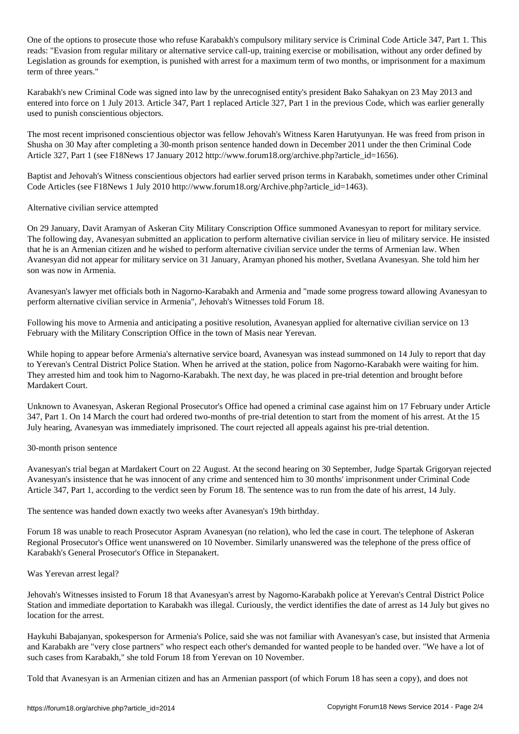One of the options to prosecute those who refuse Karabakh's compulsory military service is Criminal Code Article 347, Part 1. This reads: "Evasion from regular military or alternative service call-up, training exercise or mobilisation, without any order defined by Legislation as grounds for exemption, is punished with arrest for a maximum term of two months, or imprisonment for a maximum term of three years."

Karabakh's new Criminal Code was signed into law by the unrecognised entity's president Bako Sahakyan on 23 May 2013 and entered into force on 1 July 2013. Article 347, Part 1 replaced Article 327, Part 1 in the previous Code, which was earlier generally used to punish conscientious objectors.

The most recent imprisoned conscientious objector was fellow Jehovah's Witness Karen Harutyunyan. He was freed from prison in Shusha on 30 May after completing a 30-month prison sentence handed down in December 2011 under the then Criminal Code Article 327, Part 1 (see F18News 17 January 2012 http://www.forum18.org/archive.php?article_id=1656).

Baptist and Jehovah's Witness conscientious objectors had earlier served prison terms in Karabakh, sometimes under other Criminal Code Articles (see F18News 1 July 2010 http://www.forum18.org/Archive.php?article_id=1463).

## Alternative civilian service attempted

On 29 January, Davit Aramyan of Askeran City Military Conscription Office summoned Avanesyan to report for military service. The following day, Avanesyan submitted an application to perform alternative civilian service in lieu of military service. He insisted that he is an Armenian citizen and he wished to perform alternative civilian service under the terms of Armenian law. When Avanesyan did not appear for military service on 31 January, Aramyan phoned his mother, Svetlana Avanesyan. She told him her son was now in Armenia.

Avanesyan's lawyer met officials both in Nagorno-Karabakh and Armenia and "made some progress toward allowing Avanesyan to perform alternative civilian service in Armenia", Jehovah's Witnesses told Forum 18.

Following his move to Armenia and anticipating a positive resolution, Avanesyan applied for alternative civilian service on 13 February with the Military Conscription Office in the town of Masis near Yerevan.

While hoping to appear before Armenia's alternative service board, Avanesyan was instead summoned on 14 July to report that day to Yerevan's Central District Police Station. When he arrived at the station, police from Nagorno-Karabakh were waiting for him. They arrested him and took him to Nagorno-Karabakh. The next day, he was placed in pre-trial detention and brought before Mardakert Court.

Unknown to Avanesyan, Askeran Regional Prosecutor's Office had opened a criminal case against him on 17 February under Article 347, Part 1. On 14 March the court had ordered two-months of pre-trial detention to start from the moment of his arrest. At the 15 July hearing, Avanesyan was immediately imprisoned. The court rejected all appeals against his pre-trial detention.

## 30-month prison sentence

Avanesyan's trial began at Mardakert Court on 22 August. At the second hearing on 30 September, Judge Spartak Grigoryan rejected Avanesyan's insistence that he was innocent of any crime and sentenced him to 30 months' imprisonment under Criminal Code Article 347, Part 1, according to the verdict seen by Forum 18. The sentence was to run from the date of his arrest, 14 July.

The sentence was handed down exactly two weeks after Avanesyan's 19th birthday.

Forum 18 was unable to reach Prosecutor Aspram Avanesyan (no relation), who led the case in court. The telephone of Askeran Regional Prosecutor's Office went unanswered on 10 November. Similarly unanswered was the telephone of the press office of Karabakh's General Prosecutor's Office in Stepanakert.

## Was Yerevan arrest legal?

Jehovah's Witnesses insisted to Forum 18 that Avanesyan's arrest by Nagorno-Karabakh police at Yerevan's Central District Police Station and immediate deportation to Karabakh was illegal. Curiously, the verdict identifies the date of arrest as 14 July but gives no location for the arrest.

Haykuhi Babajanyan, spokesperson for Armenia's Police, said she was not familiar with Avanesyan's case, but insisted that Armenia and Karabakh are "very close partners" who respect each other's demanded for wanted people to be handed over. "We have a lot of such cases from Karabakh," she told Forum 18 from Yerevan on 10 November.

Told that Avanesyan is an Armenian citizen and has an Armenian passport (of which Forum 18 has seen a copy), and does not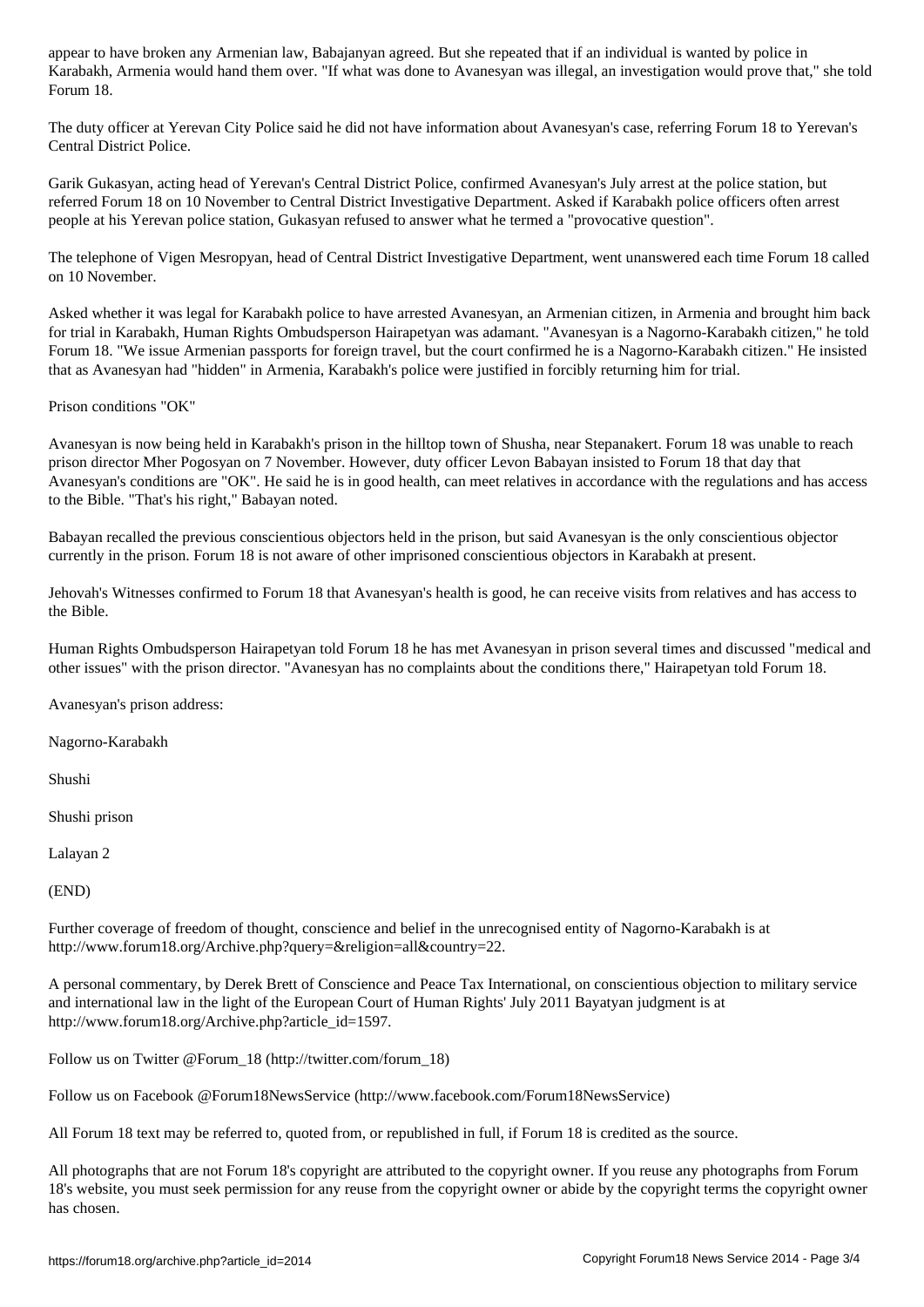appear to have broken any Armenian law, Babajanyan agreed. But she repeated that if an individual is wanted by police in Karabakh, Armenia would hand them over. "If what was done to Avanesyan was illegal, an investigation would prove that," she told Forum 18.

The duty officer at Yerevan City Police said he did not have information about Avanesyan's case, referring Forum 18 to Yerevan's Central District Police.

Garik Gukasyan, acting head of Yerevan's Central District Police, confirmed Avanesyan's July arrest at the police station, but referred Forum 18 on 10 November to Central District Investigative Department. Asked if Karabakh police officers often arrest people at his Yerevan police station, Gukasyan refused to answer what he termed a "provocative question".

The telephone of Vigen Mesropyan, head of Central District Investigative Department, went unanswered each time Forum 18 called on 10 November.

Asked whether it was legal for Karabakh police to have arrested Avanesyan, an Armenian citizen, in Armenia and brought him back for trial in Karabakh, Human Rights Ombudsperson Hairapetyan was adamant. "Avanesyan is a Nagorno-Karabakh citizen," he told Forum 18. "We issue Armenian passports for foreign travel, but the court confirmed he is a Nagorno-Karabakh citizen." He insisted that as Avanesyan had "hidden" in Armenia, Karabakh's police were justified in forcibly returning him for trial.

## Prison conditions "OK"

Avanesyan is now being held in Karabakh's prison in the hilltop town of Shusha, near Stepanakert. Forum 18 was unable to reach prison director Mher Pogosyan on 7 November. However, duty officer Levon Babayan insisted to Forum 18 that day that Avanesyan's conditions are "OK". He said he is in good health, can meet relatives in accordance with the regulations and has access to the Bible. "That's his right," Babayan noted.

Babayan recalled the previous conscientious objectors held in the prison, but said Avanesyan is the only conscientious objector currently in the prison. Forum 18 is not aware of other imprisoned conscientious objectors in Karabakh at present.

Jehovah's Witnesses confirmed to Forum 18 that Avanesyan's health is good, he can receive visits from relatives and has access to the Bible.

Human Rights Ombudsperson Hairapetyan told Forum 18 he has met Avanesyan in prison several times and discussed "medical and other issues" with the prison director. "Avanesyan has no complaints about the conditions there," Hairapetyan told Forum 18.

Avanesyan's prison address:

Nagorno-Karabakh

Shushi

Shushi prison

Lalayan 2

(END)

Further coverage of freedom of thought, conscience and belief in the unrecognised entity of Nagorno-Karabakh is at http://www.forum18.org/Archive.php?query=&religion=all&country=22.

A personal commentary, by Derek Brett of Conscience and Peace Tax International, on conscientious objection to military service and international law in the light of the European Court of Human Rights' July 2011 Bayatyan judgment is at http://www.forum18.org/Archive.php?article_id=1597.

Follow us on Twitter @Forum_18 (http://twitter.com/forum_18)

Follow us on Facebook @Forum18NewsService (http://www.facebook.com/Forum18NewsService)

All Forum 18 text may be referred to, quoted from, or republished in full, if Forum 18 is credited as the source.

All photographs that are not Forum 18's copyright are attributed to the copyright owner. If you reuse any photographs from Forum 18's website, you must seek permission for any reuse from the copyright owner or abide by the copyright terms the copyright owner has chosen.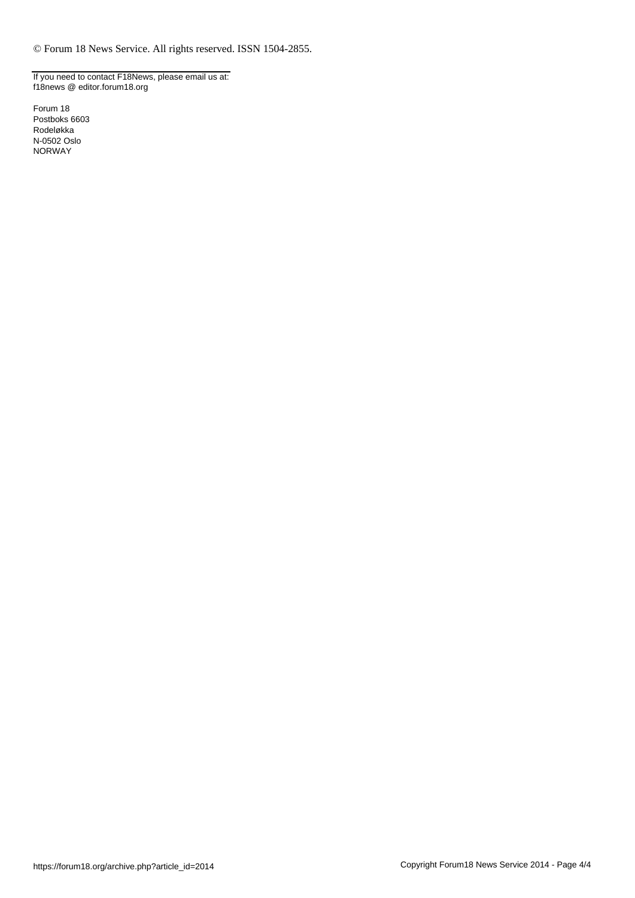© Forum 18 News Service. All rights reserved. ISSN 1504-2855.

---

If you need to contact F18News, please email us at:
f18news @ editor.forum18.org

Forum 18
Postboks 6603
Rodeløkka
N-0502 Oslo
NORWAY